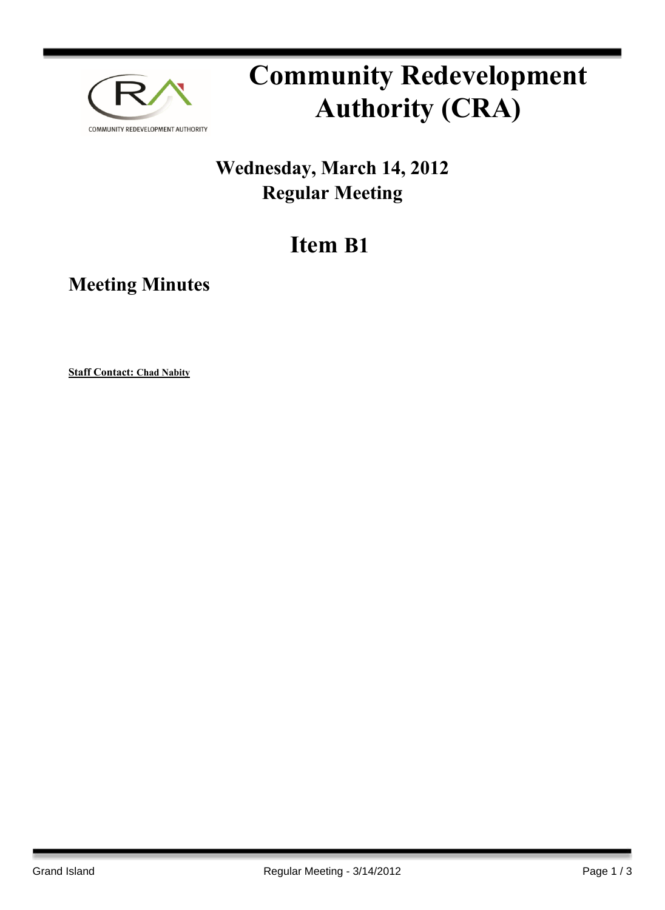# Community Redevelopment Authority (CRA)

## Wednesday, March 14, 2012
## Regular Meeting

# Item B1

## Meeting Minutes

**Staff Contact: Chad Nabity**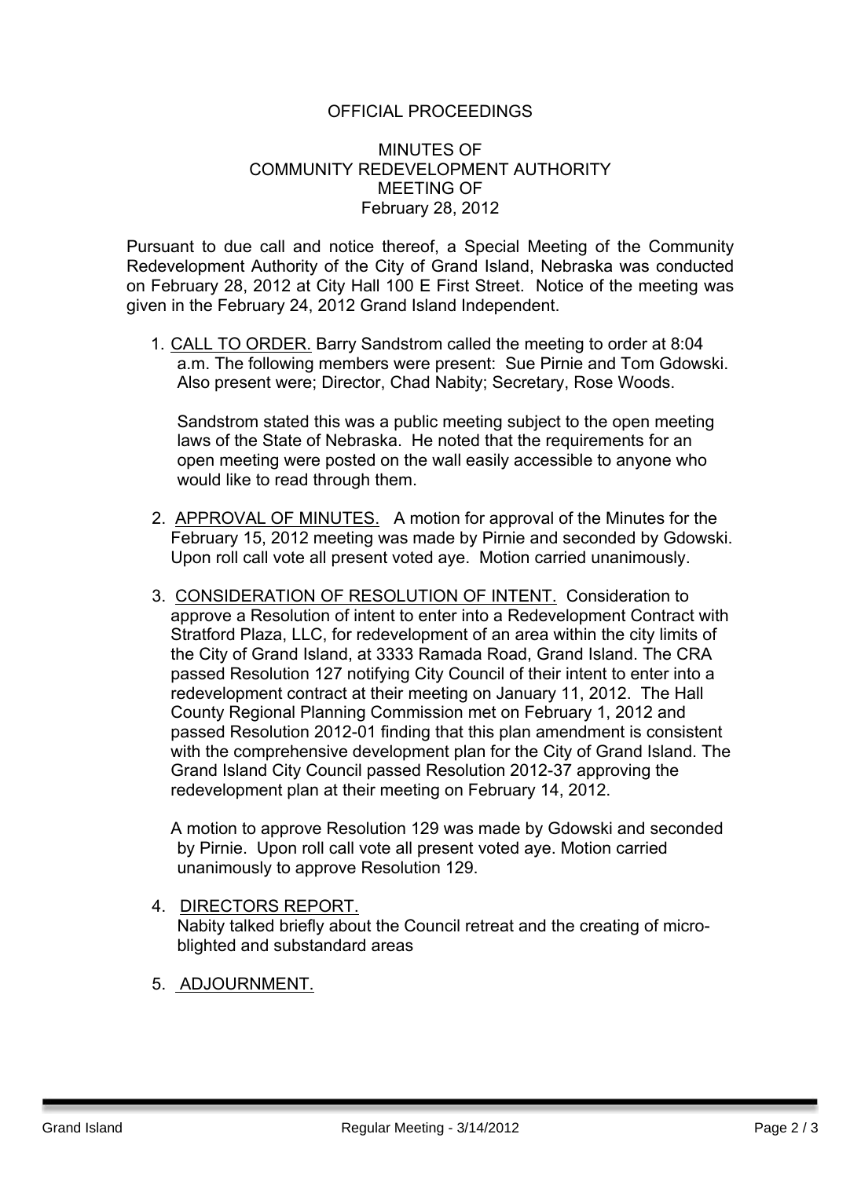OFFICIAL PROCEEDINGS

MINUTES OF
COMMUNITY REDEVELOPMENT AUTHORITY
MEETING OF
February 28, 2012

Pursuant to due call and notice thereof, a Special Meeting of the Community Redevelopment Authority of the City of Grand Island, Nebraska was conducted on February 28, 2012 at City Hall 100 E First Street. Notice of the meeting was given in the February 24, 2012 Grand Island Independent.

1. CALL TO ORDER. Barry Sandstrom called the meeting to order at 8:04 a.m. The following members were present: Sue Pirnie and Tom Gdowski. Also present were; Director, Chad Nabity; Secretary, Rose Woods.

   Sandstrom stated this was a public meeting subject to the open meeting laws of the State of Nebraska. He noted that the requirements for an open meeting were posted on the wall easily accessible to anyone who would like to read through them.

2. APPROVAL OF MINUTES. A motion for approval of the Minutes for the February 15, 2012 meeting was made by Pirnie and seconded by Gdowski. Upon roll call vote all present voted aye. Motion carried unanimously.

3. CONSIDERATION OF RESOLUTION OF INTENT. Consideration to approve a Resolution of intent to enter into a Redevelopment Contract with Stratford Plaza, LLC, for redevelopment of an area within the city limits of the City of Grand Island, at 3333 Ramada Road, Grand Island. The CRA passed Resolution 127 notifying City Council of their intent to enter into a redevelopment contract at their meeting on January 11, 2012. The Hall County Regional Planning Commission met on February 1, 2012 and passed Resolution 2012-01 finding that this plan amendment is consistent with the comprehensive development plan for the City of Grand Island. The Grand Island City Council passed Resolution 2012-37 approving the redevelopment plan at their meeting on February 14, 2012.

   A motion to approve Resolution 129 was made by Gdowski and seconded by Pirnie. Upon roll call vote all present voted aye. Motion carried unanimously to approve Resolution 129.

4. DIRECTORS REPORT.
   Nabity talked briefly about the Council retreat and the creating of micro-blighted and substandard areas

5. ADJOURNMENT.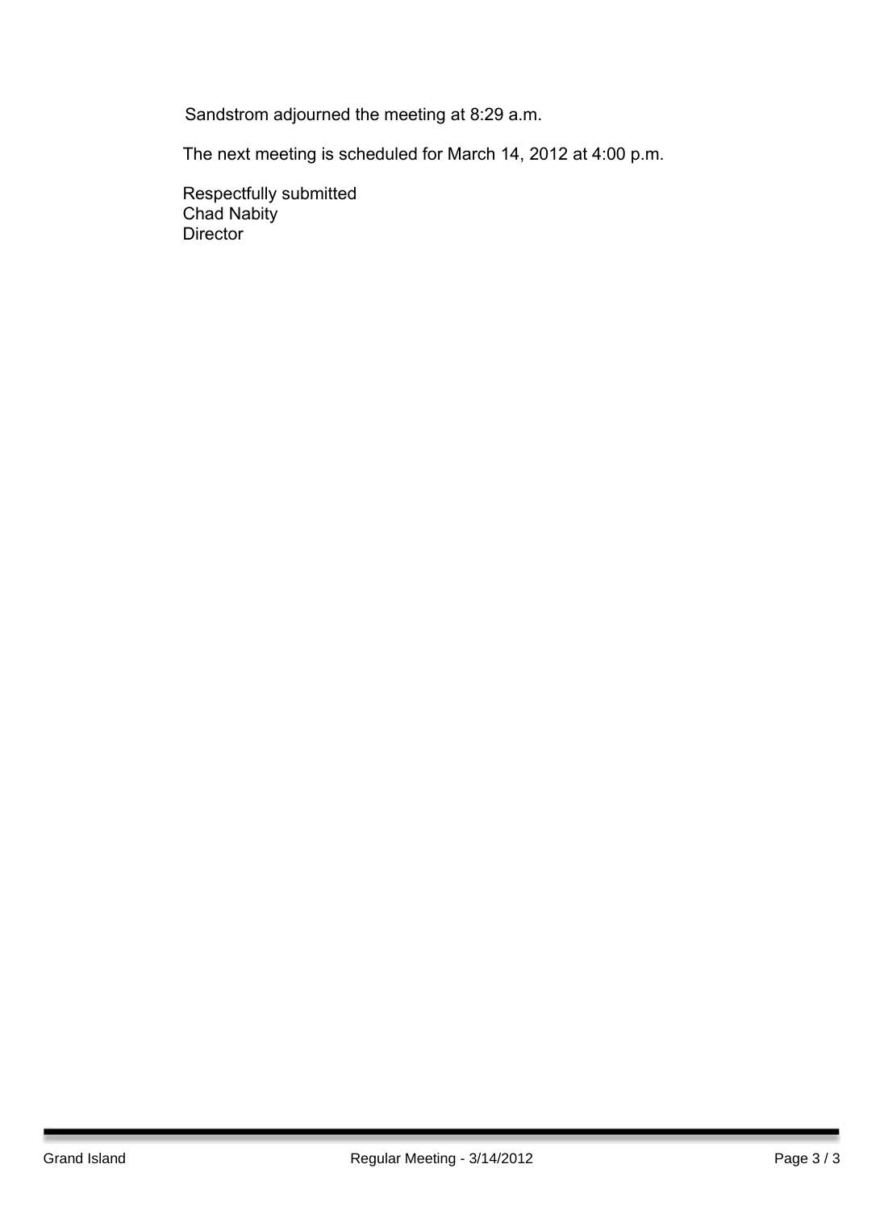Sandstrom adjourned the meeting at 8:29 a.m.

The next meeting is scheduled for March 14, 2012 at 4:00 p.m.

Respectfully submitted  
Chad Nabity  
Director